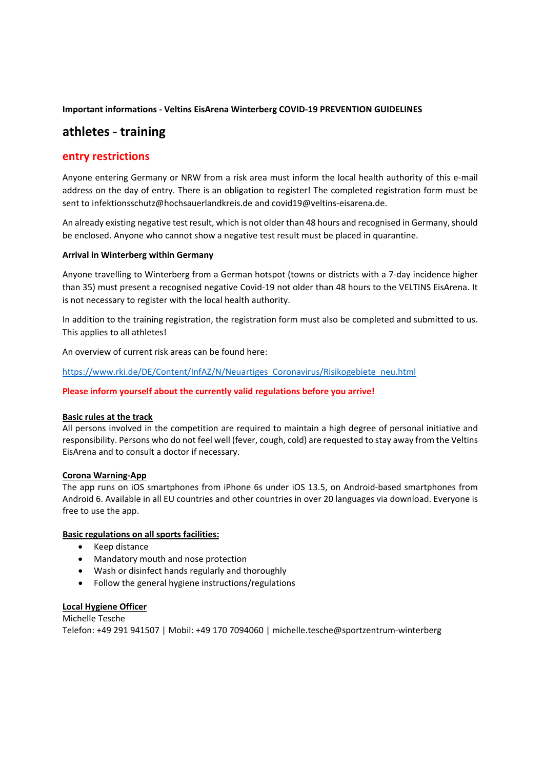**Important informations - Veltins EisArena Winterberg COVID-19 PREVENTION GUIDELINES**

# athletes - training

## entry restrictions

Anyone entering Germany or NRW from a risk area must inform the local health authority of this e-mail address on the day of entry. There is an obligation to register! The completed registration form must be sent to infektionsschutz@hochsauerlandkreis.de and covid19@veltins-eisarena.de.

An already existing negative test result, which is not older than 48 hours and recognised in Germany, should be enclosed. Anyone who cannot show a negative test result must be placed in quarantine.

**Arrival in Winterberg within Germany**

Anyone travelling to Winterberg from a German hotspot (towns or districts with a 7-day incidence higher than 35) must present a recognised negative Covid-19 not older than 48 hours to the VELTINS EisArena. It is not necessary to register with the local health authority.

In addition to the training registration, the registration form must also be completed and submitted to us. This applies to all athletes!

An overview of current risk areas can be found here:

[https://www.rki.de/DE/Content/InfAZ/N/Neuartiges_Coronavirus/Risikogebiete_neu.html](https://www.rki.de/DE/Content/InfAZ/N/Neuartiges_Coronavirus/Risikogebiete_neu.html)

**Please inform yourself about the currently valid regulations before you arrive!**

**Basic rules at the track**

All persons involved in the competition are required to maintain a high degree of personal initiative and responsibility. Persons who do not feel well (fever, cough, cold) are requested to stay away from the Veltins EisArena and to consult a doctor if necessary.

**Corona Warning-App**

The app runs on iOS smartphones from iPhone 6s under iOS 13.5, on Android-based smartphones from Android 6. Available in all EU countries and other countries in over 20 languages via download. Everyone is free to use the app.

**Basic regulations on all sports facilities:**

- Keep distance
- Mandatory mouth and nose protection
- Wash or disinfect hands regularly and thoroughly
- Follow the general hygiene instructions/regulations

**Local Hygiene Officer**

Michelle Tesche
Telefon: +49 291 941507 | Mobil: +49 170 7094060 | michelle.tesche@sportzentrum-winterberg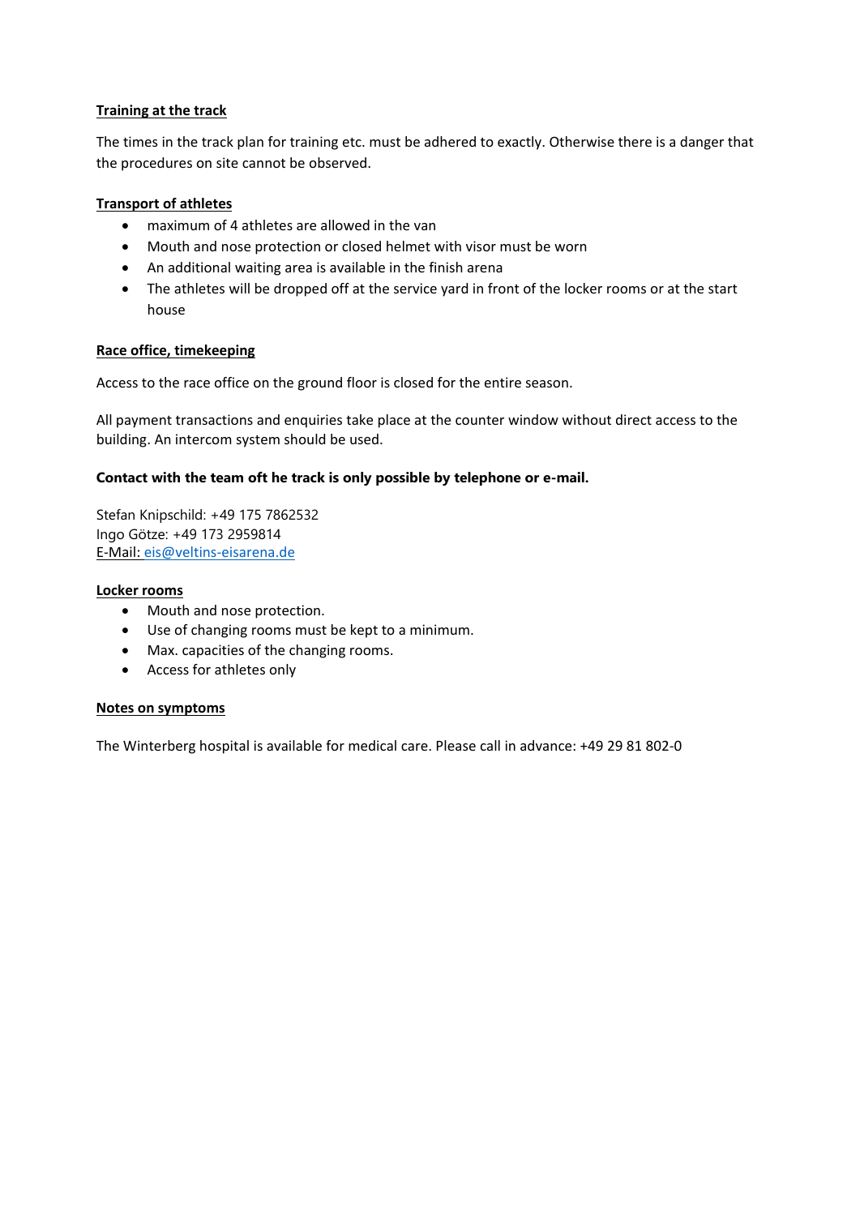## Training at the track

The times in the track plan for training etc. must be adhered to exactly. Otherwise there is a danger that the procedures on site cannot be observed.

## Transport of athletes

- maximum of 4 athletes are allowed in the van
- Mouth and nose protection or closed helmet with visor must be worn
- An additional waiting area is available in the finish arena
- The athletes will be dropped off at the service yard in front of the locker rooms or at the start house

## Race office, timekeeping

Access to the race office on the ground floor is closed for the entire season.

All payment transactions and enquiries take place at the counter window without direct access to the building. An intercom system should be used.

**Contact with the team oft he track is only possible by telephone or e-mail.**

Stefan Knipschild: +49 175 7862532
Ingo Götze: +49 173 2959814
E-Mail: eis@veltins-eisarena.de

## Locker rooms

- Mouth and nose protection.
- Use of changing rooms must be kept to a minimum.
- Max. capacities of the changing rooms.
- Access for athletes only

## Notes on symptoms

The Winterberg hospital is available for medical care. Please call in advance: +49 29 81 802-0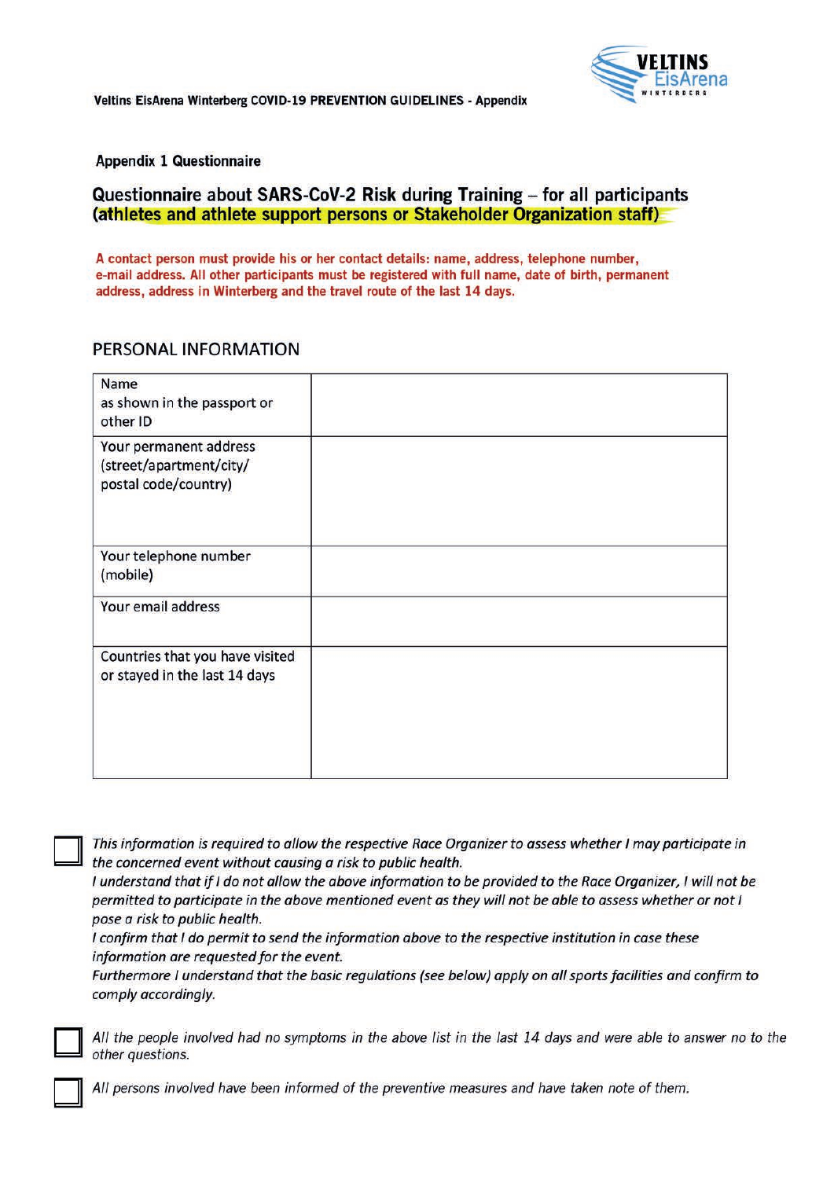**Appendix 1 Questionnaire**

## Questionnaire about SARS-CoV-2 Risk during Training – for all participants (athletes and athlete support persons or Stakeholder Organization staff)

**A contact person must provide his or her contact details: name, address, telephone number, e-mail address. All other participants must be registered with full name, date of birth, permanent address, address in Winterberg and the travel route of the last 14 days.**

### PERSONAL INFORMATION

| | |
|---|---|
| Name as shown in the passport or other ID | |
| Your permanent address (street/apartment/city/ postal code/country) | |
| Your telephone number (mobile) | |
| Your email address | |
| Countries that you have visited or stayed in the last 14 days | |

☐ *This information is required to allow the respective Race Organizer to assess whether I may participate in the concerned event without causing a risk to public health.*
*I understand that if I do not allow the above information to be provided to the Race Organizer, I will not be permitted to participate in the above mentioned event as they will not be able to assess whether or not I pose a risk to public health.*
*I confirm that I do permit to send the information above to the respective institution in case these information are requested for the event.*
*Furthermore I understand that the basic regulations (see below) apply on all sports facilities and confirm to comply accordingly.*

☐ *All the people involved had no symptoms in the above list in the last 14 days and were able to answer no to the other questions.*

☐ *All persons involved have been informed of the preventive measures and have taken note of them.*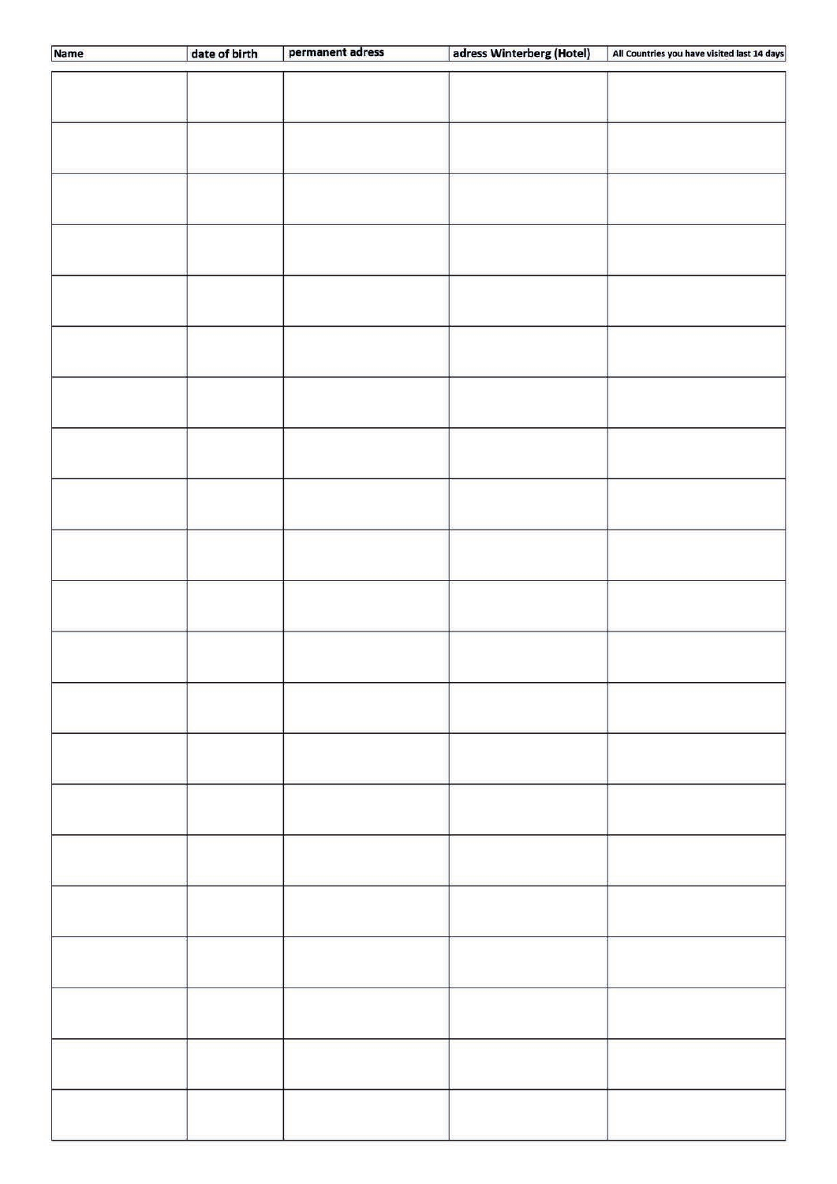| Name | date of birth | permanent adress | adress Winterberg (Hotel) | All Countries you have visited last 14 days |
|---|---|---|---|---|
| | | | | |
| | | | | |
| | | | | |
| | | | | |
| | | | | |
| | | | | |
| | | | | |
| | | | | |
| | | | | |
| | | | | |
| | | | | |
| | | | | |
| | | | | |
| | | | | |
| | | | | |
| | | | | |
| | | | | |
| | | | | |
| | | | | |
| | | | | |
| | | | | |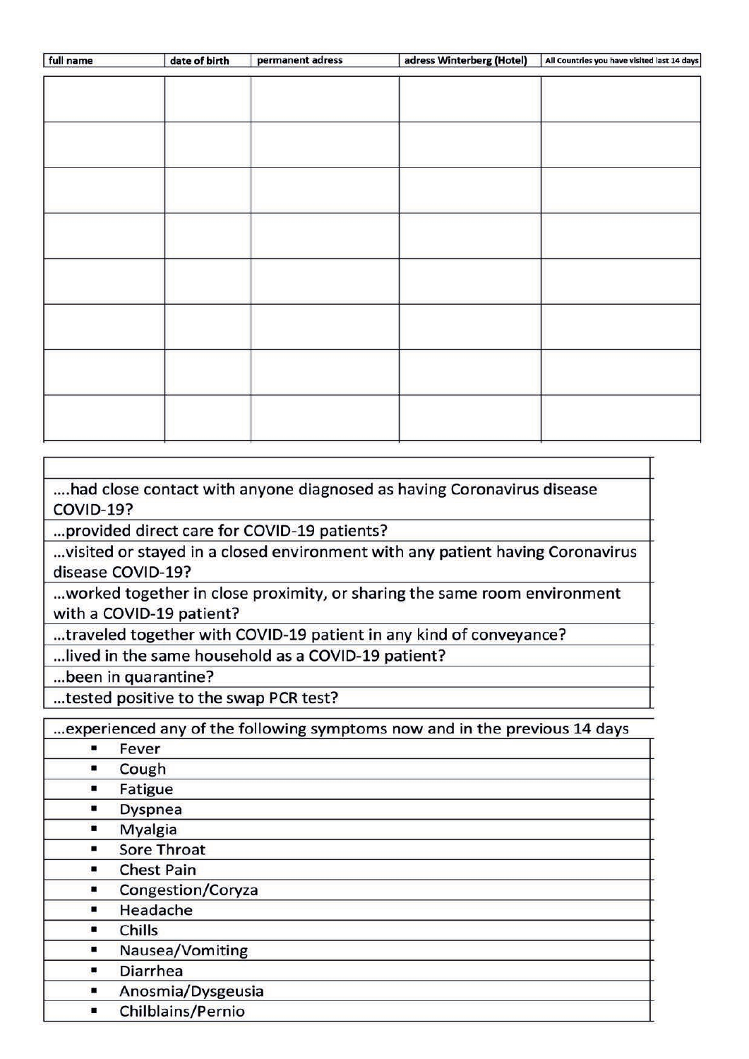| full name | date of birth | permanent adress | adress Winterberg (Hotel) | All Countries you have visited last 14 days |
| --- | --- | --- | --- | --- |
| | | | | |
| | | | | |
| | | | | |
| | | | | |
| | | | | |
| | | | | |
| | | | | |
| | | | | |

| |
| --- |
| ….had close contact with anyone diagnosed as having Coronavirus disease COVID-19? |
| …provided direct care for COVID-19 patients? |
| …visited or stayed in a closed environment with any patient having Coronavirus disease COVID-19? |
| …worked together in close proximity, or sharing the same room environment with a COVID-19 patient? |
| …traveled together with COVID-19 patient in any kind of conveyance? |
| …lived in the same household as a COVID-19 patient? |
| …been in quarantine? |
| …tested positive to the swap PCR test? |

| …experienced any of the following symptoms now and in the previous 14 days |
| --- |
| ▪ Fever |
| ▪ Cough |
| ▪ Fatigue |
| ▪ Dyspnea |
| ▪ Myalgia |
| ▪ Sore Throat |
| ▪ Chest Pain |
| ▪ Congestion/Coryza |
| ▪ Headache |
| ▪ Chills |
| ▪ Nausea/Vomiting |
| ▪ Diarrhea |
| ▪ Anosmia/Dysgeusia |
| ▪ Chilblains/Pernio |